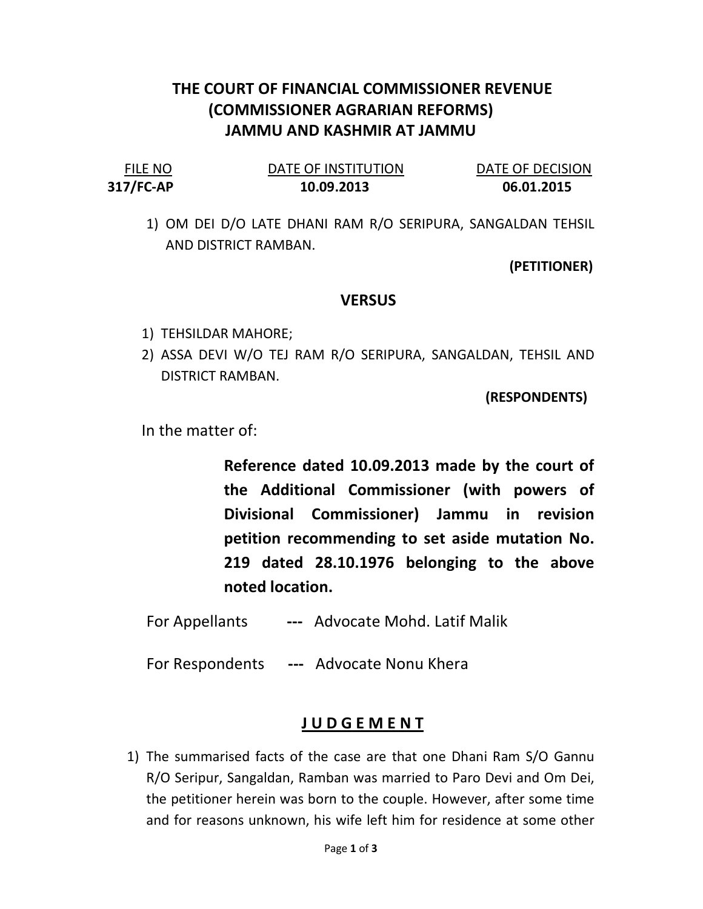# THE COURT OF FINANCIAL COMMISSIONER REVENUE (COMMISSIONER AGRARIAN REFORMS) JAMMU AND KASHMIR AT JAMMU

| FILE NO | DATE OF INSTITUTION | DATE OF DECISION |
| --- | --- | --- |
| 317/FC-AP | 10.09.2013 | 06.01.2015 |

1) OM DEI D/O LATE DHANI RAM R/O SERIPURA, SANGALDAN TEHSIL AND DISTRICT RAMBAN.

**(PETITIONER)**

## VERSUS

1) TEHSILDAR MAHORE;
2) ASSA DEVI W/O TEJ RAM R/O SERIPURA, SANGALDAN, TEHSIL AND DISTRICT RAMBAN.

**(RESPONDENTS)**

In the matter of:

**Reference dated 10.09.2013 made by the court of the Additional Commissioner (with powers of Divisional Commissioner) Jammu in revision petition recommending to set aside mutation No. 219 dated 28.10.1976 belonging to the above noted location.**

For Appellants --- Advocate Mohd. Latif Malik

For Respondents --- Advocate Nonu Khera

## J U D G E M E N T

1) The summarised facts of the case are that one Dhani Ram S/O Gannu R/O Seripur, Sangaldan, Ramban was married to Paro Devi and Om Dei, the petitioner herein was born to the couple. However, after some time and for reasons unknown, his wife left him for residence at some other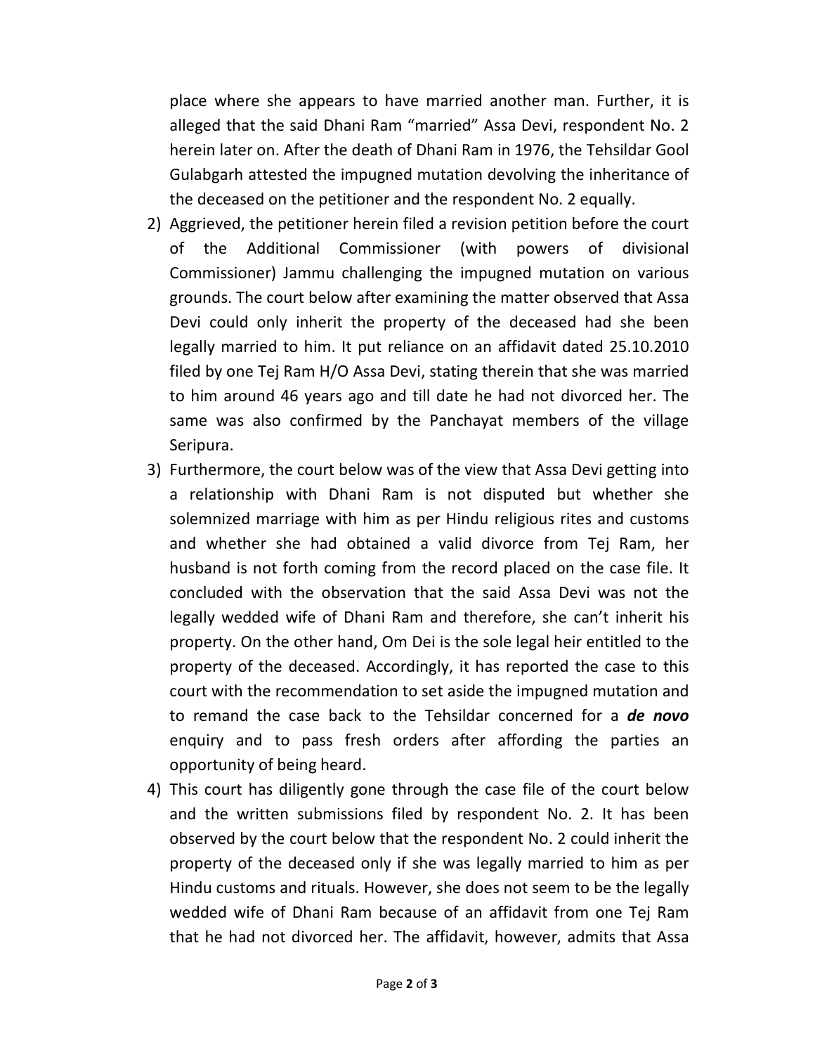place where she appears to have married another man. Further, it is alleged that the said Dhani Ram "married" Assa Devi, respondent No. 2 herein later on. After the death of Dhani Ram in 1976, the Tehsildar Gool Gulabgarh attested the impugned mutation devolving the inheritance of the deceased on the petitioner and the respondent No. 2 equally.

2) Aggrieved, the petitioner herein filed a revision petition before the court of the Additional Commissioner (with powers of divisional Commissioner) Jammu challenging the impugned mutation on various grounds. The court below after examining the matter observed that Assa Devi could only inherit the property of the deceased had she been legally married to him. It put reliance on an affidavit dated 25.10.2010 filed by one Tej Ram H/O Assa Devi, stating therein that she was married to him around 46 years ago and till date he had not divorced her. The same was also confirmed by the Panchayat members of the village Seripura.

3) Furthermore, the court below was of the view that Assa Devi getting into a relationship with Dhani Ram is not disputed but whether she solemnized marriage with him as per Hindu religious rites and customs and whether she had obtained a valid divorce from Tej Ram, her husband is not forth coming from the record placed on the case file. It concluded with the observation that the said Assa Devi was not the legally wedded wife of Dhani Ram and therefore, she can't inherit his property. On the other hand, Om Dei is the sole legal heir entitled to the property of the deceased. Accordingly, it has reported the case to this court with the recommendation to set aside the impugned mutation and to remand the case back to the Tehsildar concerned for a ***de novo*** enquiry and to pass fresh orders after affording the parties an opportunity of being heard.

4) This court has diligently gone through the case file of the court below and the written submissions filed by respondent No. 2. It has been observed by the court below that the respondent No. 2 could inherit the property of the deceased only if she was legally married to him as per Hindu customs and rituals. However, she does not seem to be the legally wedded wife of Dhani Ram because of an affidavit from one Tej Ram that he had not divorced her. The affidavit, however, admits that Assa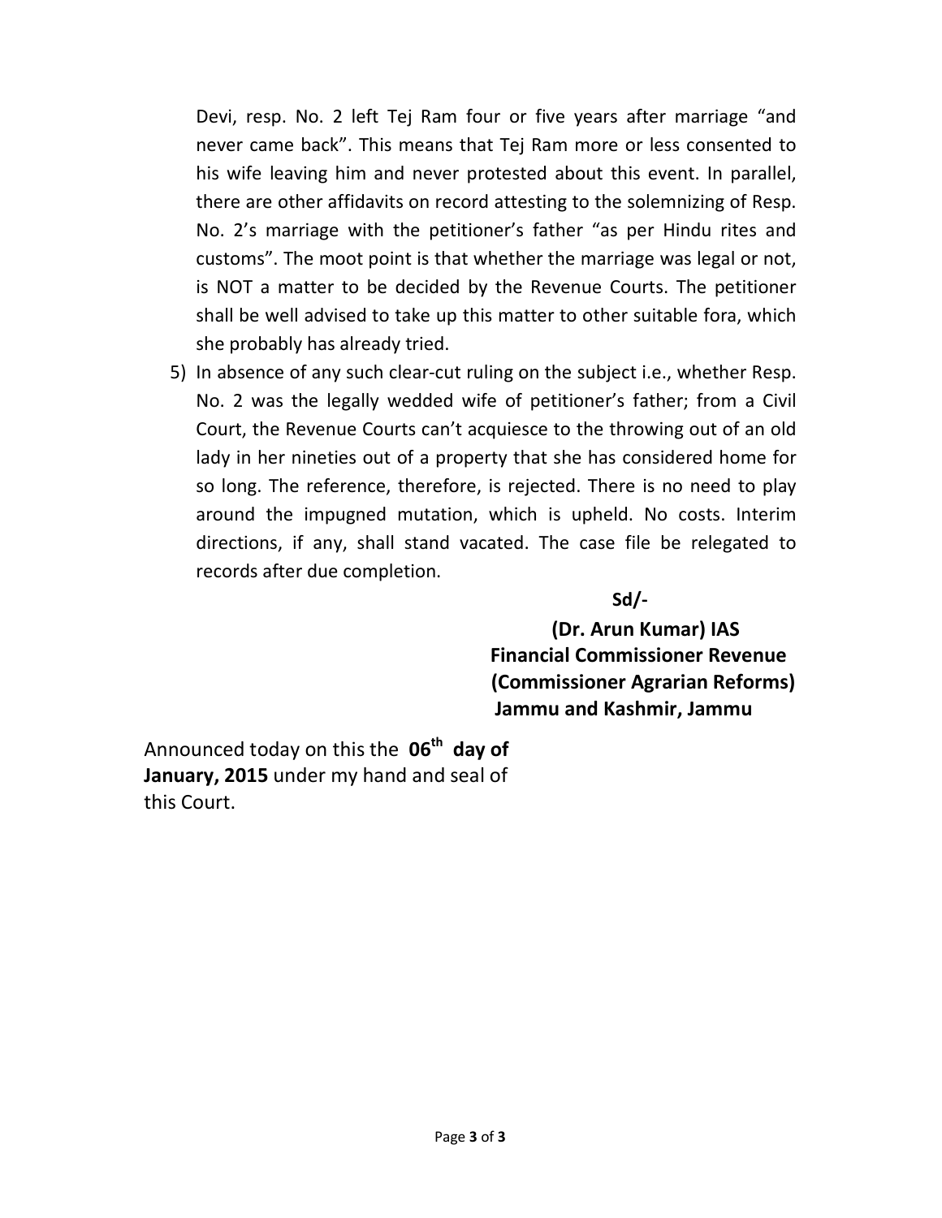Devi, resp. No. 2 left Tej Ram four or five years after marriage "and never came back". This means that Tej Ram more or less consented to his wife leaving him and never protested about this event. In parallel, there are other affidavits on record attesting to the solemnizing of Resp. No. 2's marriage with the petitioner's father "as per Hindu rites and customs". The moot point is that whether the marriage was legal or not, is NOT a matter to be decided by the Revenue Courts. The petitioner shall be well advised to take up this matter to other suitable fora, which she probably has already tried.

5) In absence of any such clear-cut ruling on the subject i.e., whether Resp. No. 2 was the legally wedded wife of petitioner's father; from a Civil Court, the Revenue Courts can't acquiesce to the throwing out of an old lady in her nineties out of a property that she has considered home for so long. The reference, therefore, is rejected. There is no need to play around the impugned mutation, which is upheld. No costs. Interim directions, if any, shall stand vacated. The case file be relegated to records after due completion.

**Sd/-**

**(Dr. Arun Kumar) IAS**
**Financial Commissioner Revenue**
**(Commissioner Agrarian Reforms)**
**Jammu and Kashmir, Jammu**

Announced today on this the **06th day of January, 2015** under my hand and seal of this Court.